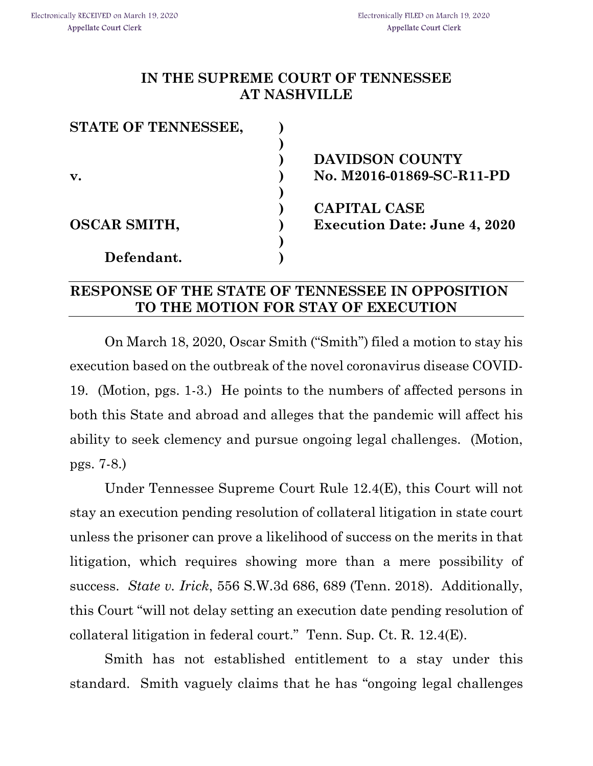Electronically RECEIVED on March 19, 2020
Appellate Court Clerk

Electronically FILED on March 19, 2020
Appellate Court Clerk

**IN THE SUPREME COURT OF TENNESSEE**
**AT NASHVILLE**

| | | |
|---|---|---|
| **STATE OF TENNESSEE,** | ) | |
| | ) | |
| | ) | **DAVIDSON COUNTY** |
| **v.** | ) | **No. M2016-01869-SC-R11-PD** |
| | ) | |
| | ) | **CAPITAL CASE** |
| **OSCAR SMITH,** | ) | **Execution Date: June 4, 2020** |
| | ) | |
| **Defendant.** | ) | |

## RESPONSE OF THE STATE OF TENNESSEE IN OPPOSITION TO THE MOTION FOR STAY OF EXECUTION

On March 18, 2020, Oscar Smith ("Smith") filed a motion to stay his execution based on the outbreak of the novel coronavirus disease COVID-19. (Motion, pgs. 1-3.) He points to the numbers of affected persons in both this State and abroad and alleges that the pandemic will affect his ability to seek clemency and pursue ongoing legal challenges. (Motion, pgs. 7-8.)

Under Tennessee Supreme Court Rule 12.4(E), this Court will not stay an execution pending resolution of collateral litigation in state court unless the prisoner can prove a likelihood of success on the merits in that litigation, which requires showing more than a mere possibility of success. *State v. Irick*, 556 S.W.3d 686, 689 (Tenn. 2018). Additionally, this Court "will not delay setting an execution date pending resolution of collateral litigation in federal court." Tenn. Sup. Ct. R. 12.4(E).

Smith has not established entitlement to a stay under this standard. Smith vaguely claims that he has "ongoing legal challenges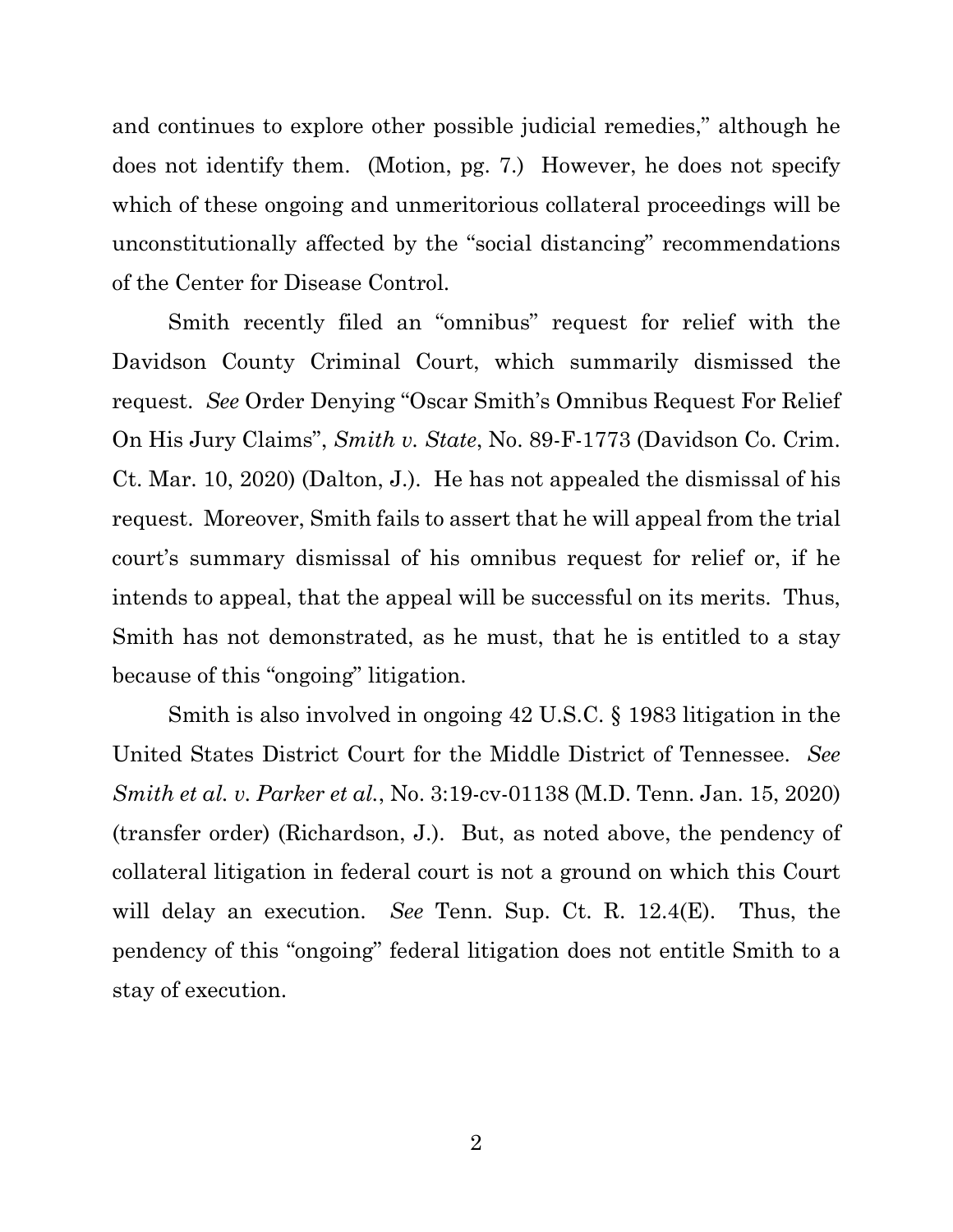and continues to explore other possible judicial remedies," although he does not identify them. (Motion, pg. 7.) However, he does not specify which of these ongoing and unmeritorious collateral proceedings will be unconstitutionally affected by the "social distancing" recommendations of the Center for Disease Control.

Smith recently filed an "omnibus" request for relief with the Davidson County Criminal Court, which summarily dismissed the request. *See* Order Denying "Oscar Smith's Omnibus Request For Relief On His Jury Claims", *Smith v. State*, No. 89-F-1773 (Davidson Co. Crim. Ct. Mar. 10, 2020) (Dalton, J.). He has not appealed the dismissal of his request. Moreover, Smith fails to assert that he will appeal from the trial court's summary dismissal of his omnibus request for relief or, if he intends to appeal, that the appeal will be successful on its merits. Thus, Smith has not demonstrated, as he must, that he is entitled to a stay because of this "ongoing" litigation.

Smith is also involved in ongoing 42 U.S.C. § 1983 litigation in the United States District Court for the Middle District of Tennessee. *See Smith et al. v. Parker et al.*, No. 3:19-cv-01138 (M.D. Tenn. Jan. 15, 2020) (transfer order) (Richardson, J.). But, as noted above, the pendency of collateral litigation in federal court is not a ground on which this Court will delay an execution. *See* Tenn. Sup. Ct. R. 12.4(E). Thus, the pendency of this "ongoing" federal litigation does not entitle Smith to a stay of execution.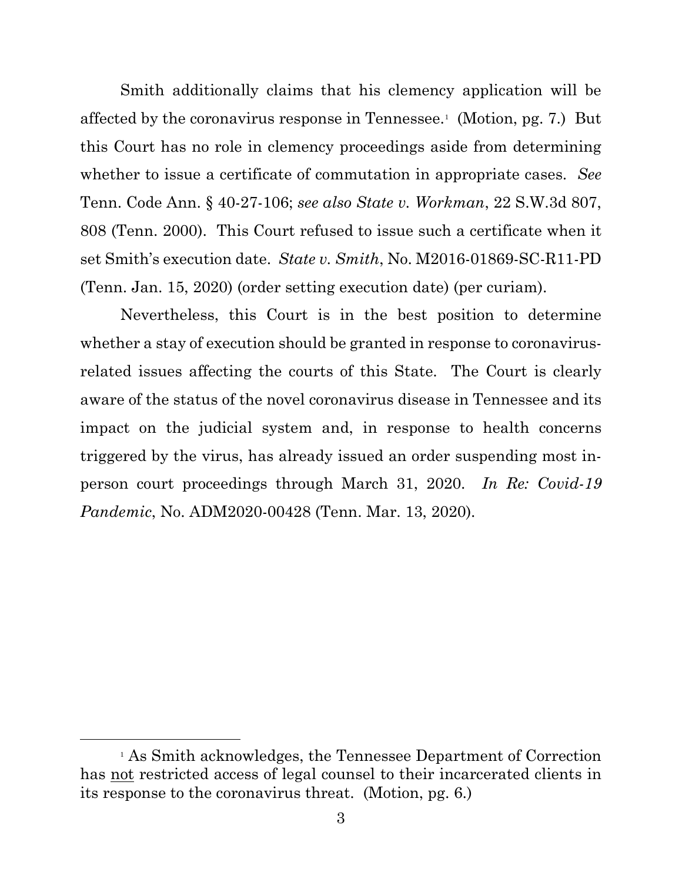Smith additionally claims that his clemency application will be affected by the coronavirus response in Tennessee.[1] (Motion, pg. 7.) But this Court has no role in clemency proceedings aside from determining whether to issue a certificate of commutation in appropriate cases. *See* Tenn. Code Ann. § 40-27-106; *see also State v. Workman*, 22 S.W.3d 807, 808 (Tenn. 2000). This Court refused to issue such a certificate when it set Smith's execution date. *State v. Smith*, No. M2016-01869-SC-R11-PD (Tenn. Jan. 15, 2020) (order setting execution date) (per curiam).

Nevertheless, this Court is in the best position to determine whether a stay of execution should be granted in response to coronavirus-related issues affecting the courts of this State. The Court is clearly aware of the status of the novel coronavirus disease in Tennessee and its impact on the judicial system and, in response to health concerns triggered by the virus, has already issued an order suspending most in-person court proceedings through March 31, 2020. *In Re: Covid-19 Pandemic*, No. ADM2020-00428 (Tenn. Mar. 13, 2020).

---

[1] As Smith acknowledges, the Tennessee Department of Correction has <u>not</u> restricted access of legal counsel to their incarcerated clients in its response to the coronavirus threat. (Motion, pg. 6.)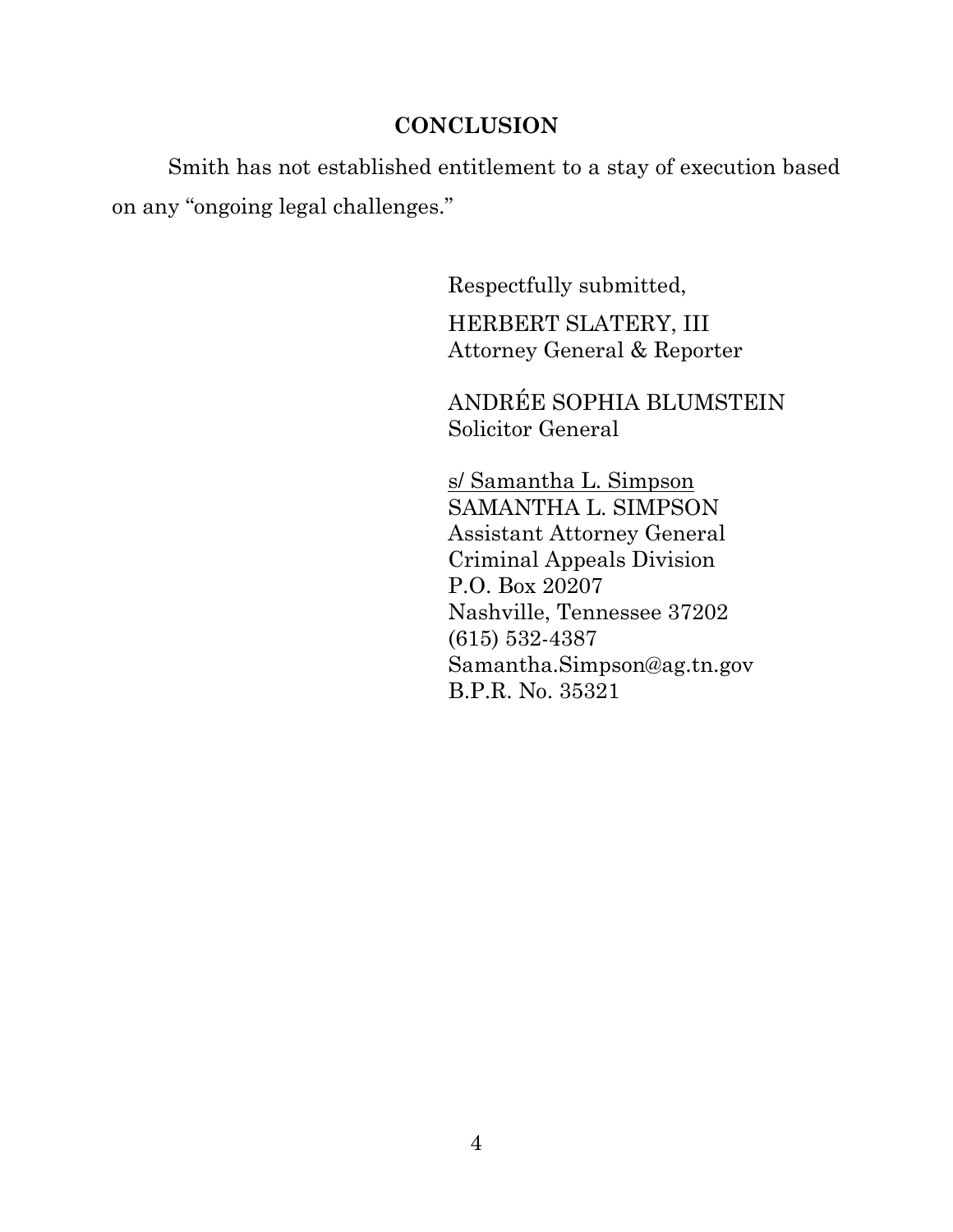## CONCLUSION

Smith has not established entitlement to a stay of execution based on any "ongoing legal challenges."

Respectfully submitted,

HERBERT SLATERY, III
Attorney General & Reporter

ANDRÉE SOPHIA BLUMSTEIN
Solicitor General

s/ Samantha L. Simpson
SAMANTHA L. SIMPSON
Assistant Attorney General
Criminal Appeals Division
P.O. Box 20207
Nashville, Tennessee 37202
(615) 532-4387
Samantha.Simpson@ag.tn.gov
B.P.R. No. 35321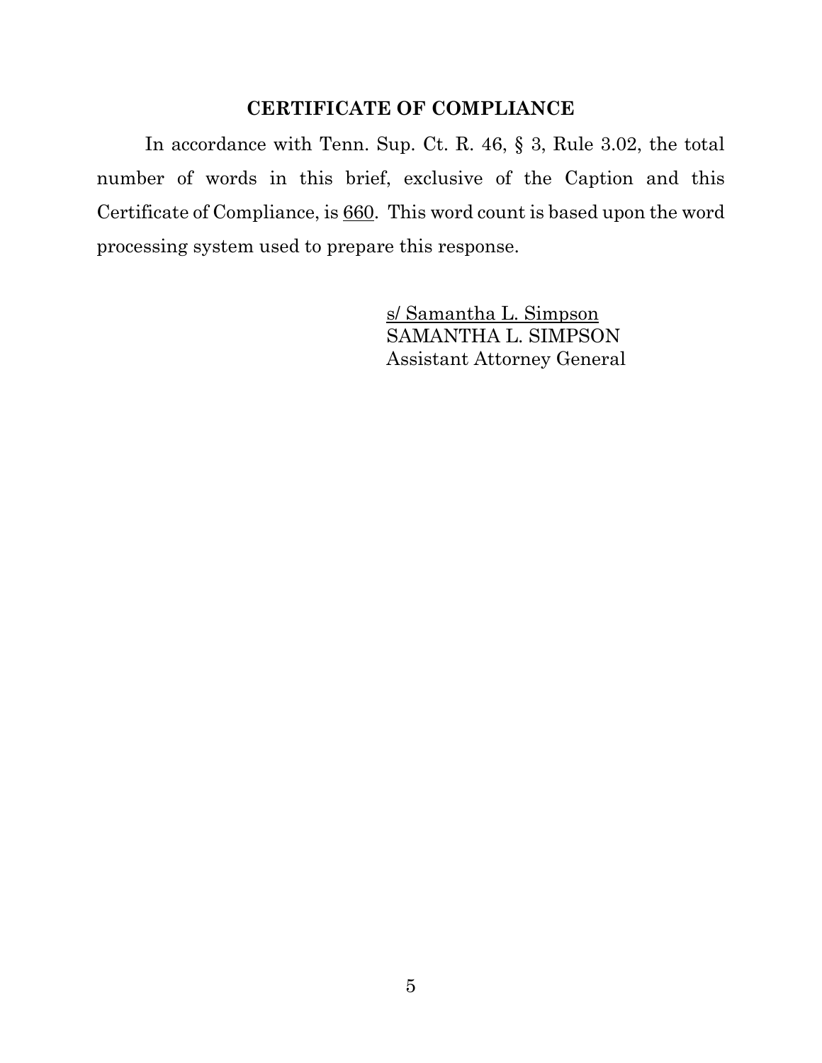## CERTIFICATE OF COMPLIANCE

In accordance with Tenn. Sup. Ct. R. 46, § 3, Rule 3.02, the total number of words in this brief, exclusive of the Caption and this Certificate of Compliance, is 660. This word count is based upon the word processing system used to prepare this response.

s/ Samantha L. Simpson
SAMANTHA L. SIMPSON
Assistant Attorney General